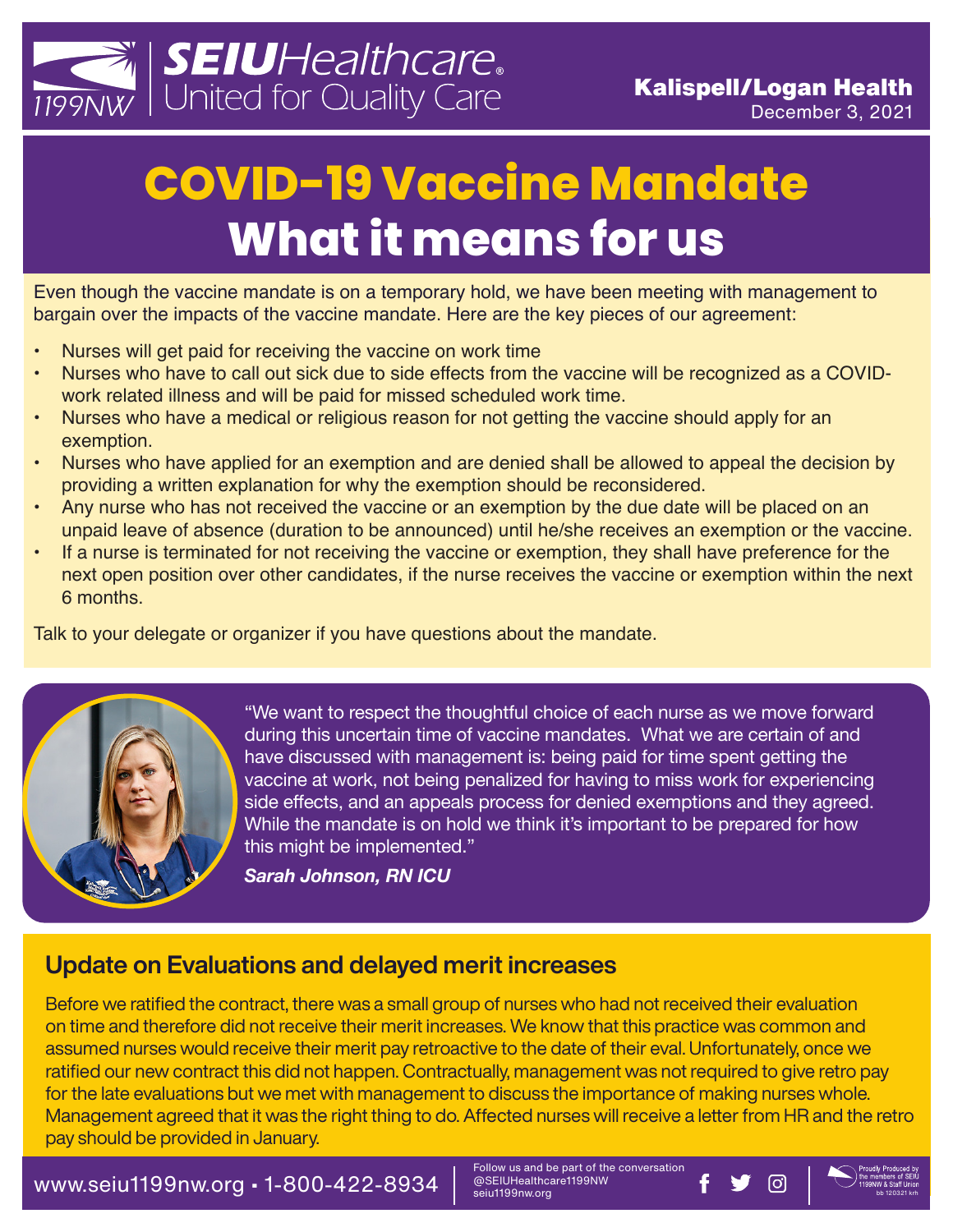SEIU Healthcare 1199NW — United for Quality Care

**Kalispell/Logan Health**
December 3, 2021

# COVID-19 Vaccine Mandate
# What it means for us

Even though the vaccine mandate is on a temporary hold, we have been meeting with management to bargain over the impacts of the vaccine mandate. Here are the key pieces of our agreement:

- Nurses will get paid for receiving the vaccine on work time
- Nurses who have to call out sick due to side effects from the vaccine will be recognized as a COVID-work related illness and will be paid for missed scheduled work time.
- Nurses who have a medical or religious reason for not getting the vaccine should apply for an exemption.
- Nurses who have applied for an exemption and are denied shall be allowed to appeal the decision by providing a written explanation for why the exemption should be reconsidered.
- Any nurse who has not received the vaccine or an exemption by the due date will be placed on an unpaid leave of absence (duration to be announced) until he/she receives an exemption or the vaccine.
- If a nurse is terminated for not receiving the vaccine or exemption, they shall have preference for the next open position over other candidates, if the nurse receives the vaccine or exemption within the next 6 months.

Talk to your delegate or organizer if you have questions about the mandate.

"We want to respect the thoughtful choice of each nurse as we move forward during this uncertain time of vaccine mandates. What we are certain of and have discussed with management is: being paid for time spent getting the vaccine at work, not being penalized for having to miss work for experiencing side effects, and an appeals process for denied exemptions and they agreed. While the mandate is on hold we think it's important to be prepared for how this might be implemented."

***Sarah Johnson, RN ICU***

## Update on Evaluations and delayed merit increases

Before we ratified the contract, there was a small group of nurses who had not received their evaluation on time and therefore did not receive their merit increases. We know that this practice was common and assumed nurses would receive their merit pay retroactive to the date of their eval. Unfortunately, once we ratified our new contract this did not happen. Contractually, management was not required to give retro pay for the late evaluations but we met with management to discuss the importance of making nurses whole. Management agreed that it was the right thing to do. Affected nurses will receive a letter from HR and the retro pay should be provided in January.

www.seiu1199nw.org • 1-800-422-8934

Follow us and be part of the conversation
@SEIUHealthcare1199NW
seiu1199nw.org

Proudly Produced by the members of SEIU 1199NW & Staff Union
bb 120321 krh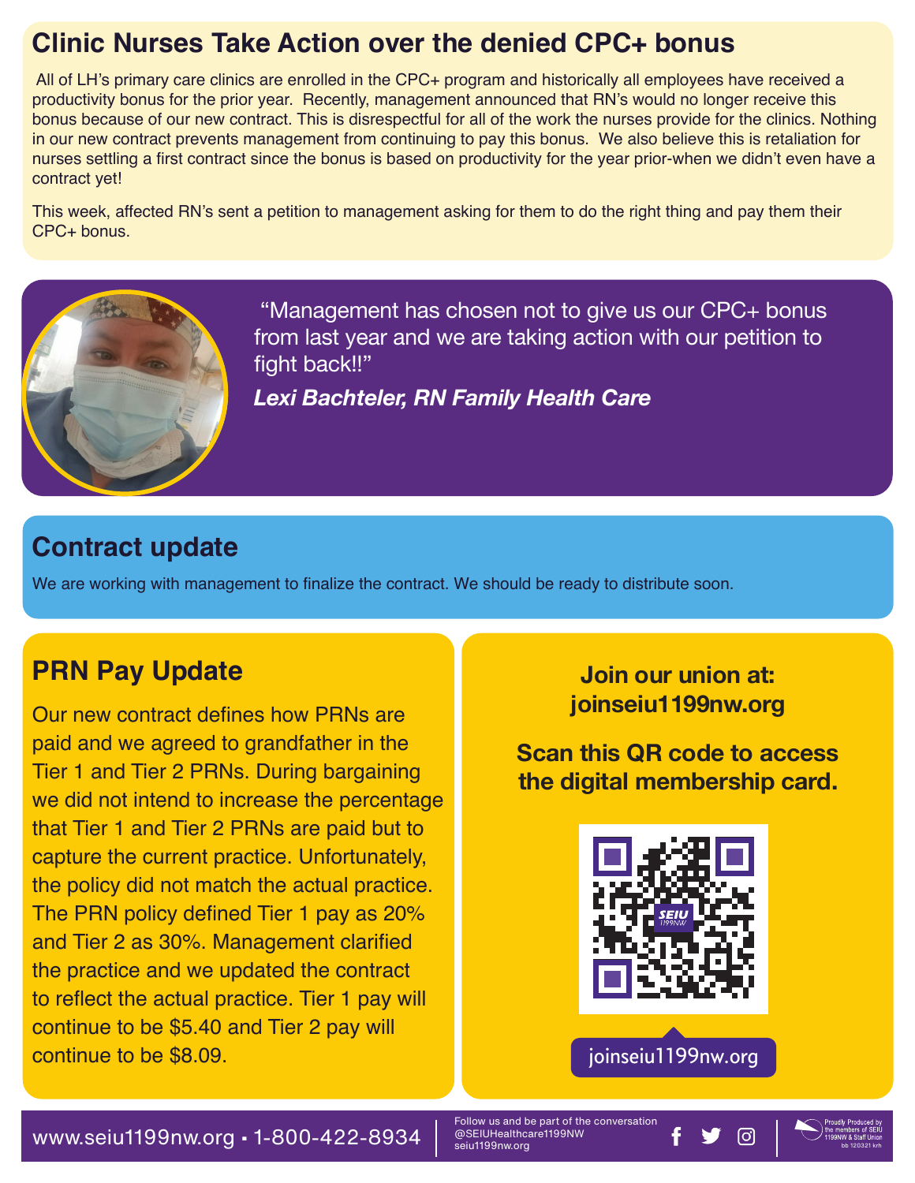## Clinic Nurses Take Action over the denied CPC+ bonus

All of LH's primary care clinics are enrolled in the CPC+ program and historically all employees have received a productivity bonus for the prior year. Recently, management announced that RN's would no longer receive this bonus because of our new contract. This is disrespectful for all of the work the nurses provide for the clinics. Nothing in our new contract prevents management from continuing to pay this bonus. We also believe this is retaliation for nurses settling a first contract since the bonus is based on productivity for the year prior-when we didn't even have a contract yet!

This week, affected RN's sent a petition to management asking for them to do the right thing and pay them their CPC+ bonus.

"Management has chosen not to give us our CPC+ bonus from last year and we are taking action with our petition to fight back!!"

***Lexi Bachteler, RN Family Health Care***

## Contract update

We are working with management to finalize the contract. We should be ready to distribute soon.

## PRN Pay Update

Our new contract defines how PRNs are paid and we agreed to grandfather in the Tier 1 and Tier 2 PRNs. During bargaining we did not intend to increase the percentage that Tier 1 and Tier 2 PRNs are paid but to capture the current practice. Unfortunately, the policy did not match the actual practice. The PRN policy defined Tier 1 pay as 20% and Tier 2 as 30%. Management clarified the practice and we updated the contract to reflect the actual practice. Tier 1 pay will continue to be $5.40 and Tier 2 pay will continue to be $8.09.

**Join our union at: joinseiu1199nw.org**

**Scan this QR code to access the digital membership card.**

joinseiu1199nw.org

www.seiu1199nw.org • 1-800-422-8934

Follow us and be part of the conversation
@SEIUHealthcare1199NW
seiu1199nw.org

Proudly Produced by the members of SEIU 1199NW & Staff Union
bb 120321 krh